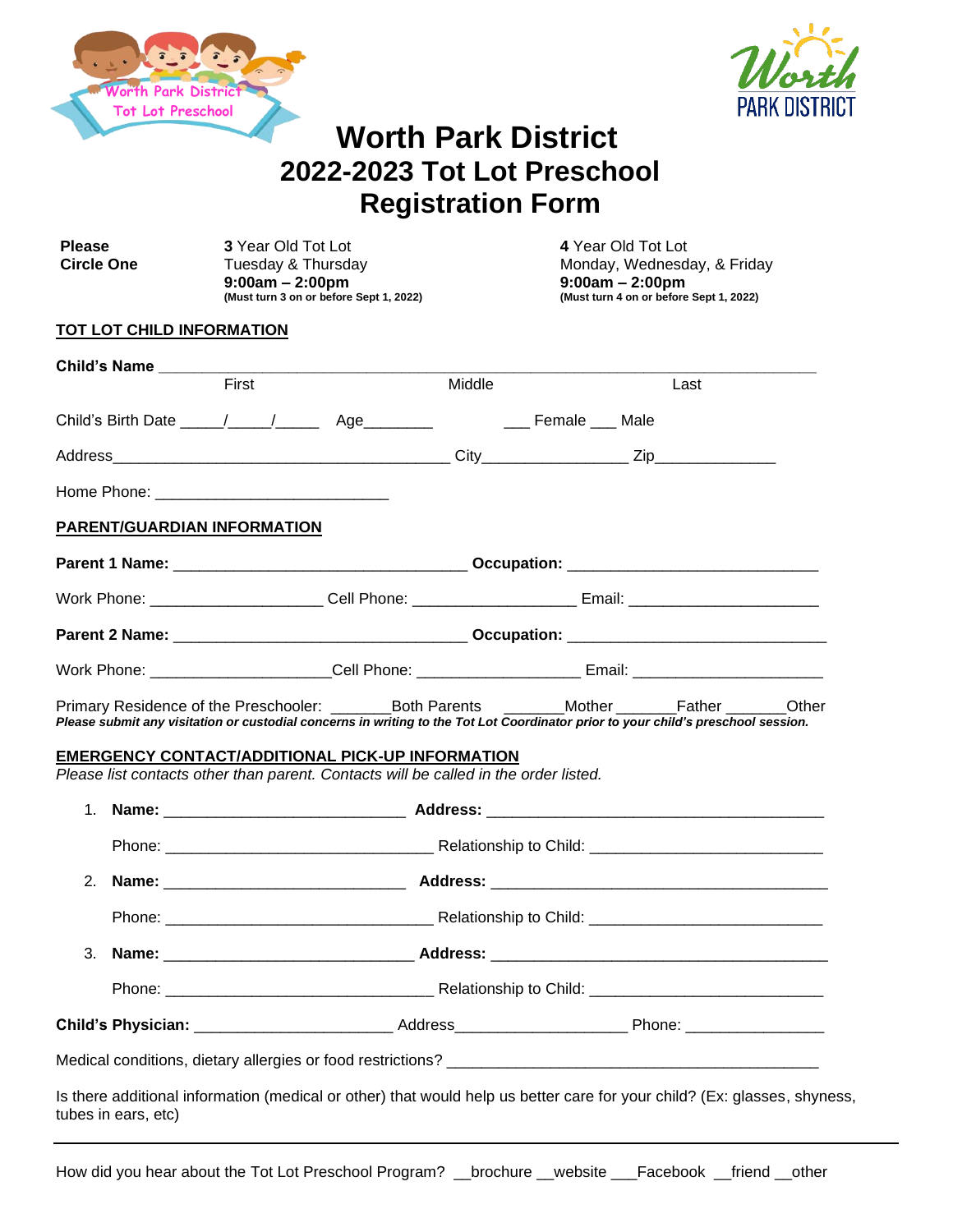Worth Park District
Tot Lot Preschool

Worth
PARK DISTRICT

# Worth Park District
# 2022-2023 Tot Lot Preschool
# Registration Form

| **Please Circle One** | **3** Year Old Tot Lot<br>Tuesday & Thursday<br>**9:00am – 2:00pm**<br>**(Must turn 3 on or before Sept 1, 2022)** | **4** Year Old Tot Lot<br>Monday, Wednesday, & Friday<br>**9:00am – 2:00pm**<br>**(Must turn 4 on or before Sept 1, 2022)** |
|---|---|---|

## TOT LOT CHILD INFORMATION

**Child's Name** ______________________________________________________________________
First Middle Last

Child's Birth Date _____/_____/_____ Age________ ___ Female ___ Male

Address_______________________________________ City________________ Zip_____________

Home Phone: ___________________________

## PARENT/GUARDIAN INFORMATION

**Parent 1 Name:** _________________________________ **Occupation:** _____________________________

Work Phone: ___________________ Cell Phone: __________________ Email: _____________________

**Parent 2 Name:** _________________________________ **Occupation:** _____________________________

Work Phone: ____________________Cell Phone: __________________ Email: _____________________

Primary Residence of the Preschooler: _______Both Parents _______Mother _______Father _______Other
***Please submit any visitation or custodial concerns in writing to the Tot Lot Coordinator prior to your child's preschool session.***

## EMERGENCY CONTACT/ADDITIONAL PICK-UP INFORMATION

*Please list contacts other than parent. Contacts will be called in the order listed.*

1. **Name:** ___________________________ **Address:** _______________________________________

   Phone: _____________________________ Relationship to Child: __________________________

2. **Name:** ___________________________ **Address:** _______________________________________

   Phone: _____________________________ Relationship to Child: __________________________

3. **Name:** ___________________________ **Address:** _______________________________________

   Phone: _____________________________ Relationship to Child: __________________________

**Child's Physician:** ______________________ Address___________________ Phone: _______________

Medical conditions, dietary allergies or food restrictions? __________________________________________

Is there additional information (medical or other) that would help us better care for your child? (Ex: glasses, shyness, tubes in ears, etc)

---

How did you hear about the Tot Lot Preschool Program? __brochure __website ___Facebook __friend __other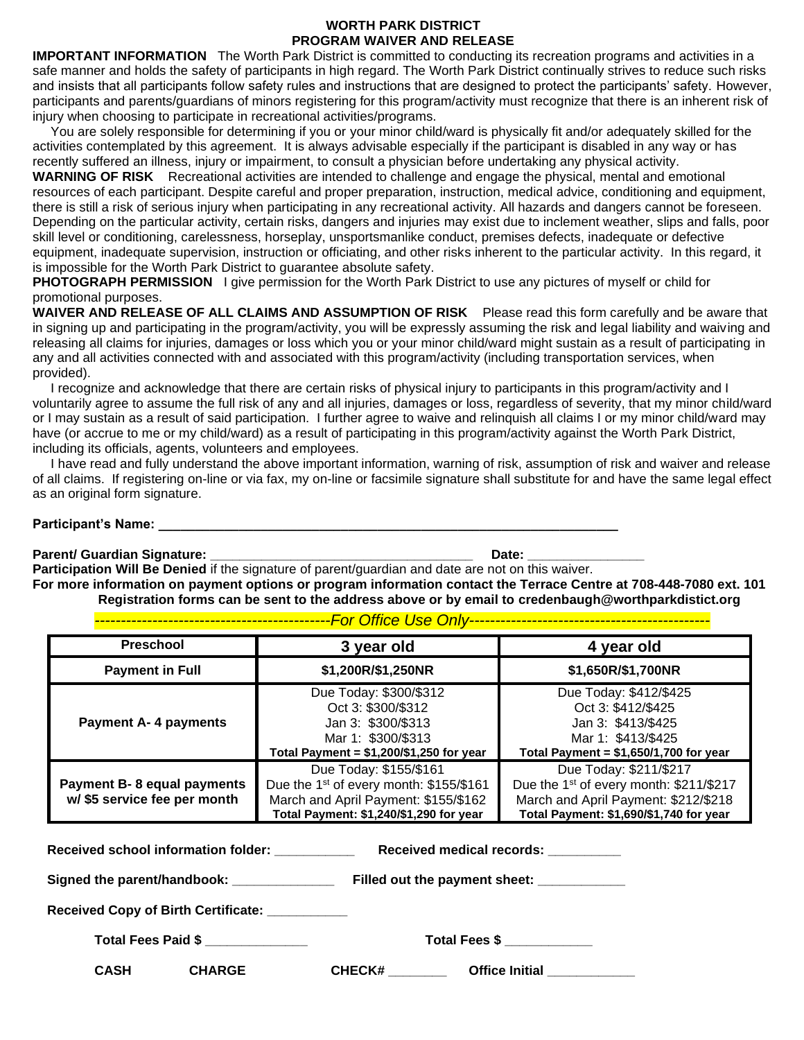## WORTH PARK DISTRICT
## PROGRAM WAIVER AND RELEASE

**IMPORTANT INFORMATION** The Worth Park District is committed to conducting its recreation programs and activities in a safe manner and holds the safety of participants in high regard. The Worth Park District continually strives to reduce such risks and insists that all participants follow safety rules and instructions that are designed to protect the participants' safety. However, participants and parents/guardians of minors registering for this program/activity must recognize that there is an inherent risk of injury when choosing to participate in recreational activities/programs.

You are solely responsible for determining if you or your minor child/ward is physically fit and/or adequately skilled for the activities contemplated by this agreement. It is always advisable especially if the participant is disabled in any way or has recently suffered an illness, injury or impairment, to consult a physician before undertaking any physical activity.

**WARNING OF RISK** Recreational activities are intended to challenge and engage the physical, mental and emotional resources of each participant. Despite careful and proper preparation, instruction, medical advice, conditioning and equipment, there is still a risk of serious injury when participating in any recreational activity. All hazards and dangers cannot be foreseen. Depending on the particular activity, certain risks, dangers and injuries may exist due to inclement weather, slips and falls, poor skill level or conditioning, carelessness, horseplay, unsportsmanlike conduct, premises defects, inadequate or defective equipment, inadequate supervision, instruction or officiating, and other risks inherent to the particular activity. In this regard, it is impossible for the Worth Park District to guarantee absolute safety.

**PHOTOGRAPH PERMISSION** I give permission for the Worth Park District to use any pictures of myself or child for promotional purposes.

**WAIVER AND RELEASE OF ALL CLAIMS AND ASSUMPTION OF RISK** Please read this form carefully and be aware that in signing up and participating in the program/activity, you will be expressly assuming the risk and legal liability and waiving and releasing all claims for injuries, damages or loss which you or your minor child/ward might sustain as a result of participating in any and all activities connected with and associated with this program/activity (including transportation services, when provided).

I recognize and acknowledge that there are certain risks of physical injury to participants in this program/activity and I voluntarily agree to assume the full risk of any and all injuries, damages or loss, regardless of severity, that my minor child/ward or I may sustain as a result of said participation. I further agree to waive and relinquish all claims I or my minor child/ward may have (or accrue to me or my child/ward) as a result of participating in this program/activity against the Worth Park District, including its officials, agents, volunteers and employees.

I have read and fully understand the above important information, warning of risk, assumption of risk and waiver and release of all claims. If registering on-line or via fax, my on-line or facsimile signature shall substitute for and have the same legal effect as an original form signature.

**Participant's Name:** ______________________________________________

**Parent/ Guardian Signature:** ______________________________ **Date:** ______________

**Participation Will Be Denied** if the signature of parent/guardian and date are not on this waiver.

**For more information on payment options or program information contact the Terrace Centre at 708-448-7080 ext. 101**
**Registration forms can be sent to the address above or by email to credenbaugh@worthparkdistict.org**

*----------------------------------------------For Office Use Only----------------------------------------------*

| Preschool | 3 year old | 4 year old |
|---|---|---|
| **Payment in Full** | **$1,200R/$1,250NR** | **$1,650R/$1,700NR** |
| **Payment A- 4 payments** | Due Today: $300/$312<br>Oct 3: $300/$312<br>Jan 3: $300/$313<br>Mar 1: $300/$313<br>**Total Payment = $1,200/$1,250 for year** | Due Today: $412/$425<br>Oct 3: $412/$425<br>Jan 3: $413/$425<br>Mar 1: $413/$425<br>**Total Payment = $1,650/1,700 for year** |
| **Payment B- 8 equal payments w/ $5 service fee per month** | Due Today: $155/$161<br>Due the 1st of every month: $155/$161<br>March and April Payment: $155/$162<br>**Total Payment: $1,240/$1,290 for year** | Due Today: $211/$217<br>Due the 1st of every month: $211/$217<br>March and April Payment: $212/$218<br>**Total Payment: $1,690/$1,740 for year** |

**Received school information folder:** __________ **Received medical records:** __________

**Signed the parent/handbook:** ____________ **Filled out the payment sheet:** ___________

**Received Copy of Birth Certificate:** __________

**Total Fees Paid $** ____________ **Total Fees $** ___________

**CASH** **CHARGE** **CHECK#** _______ **Office Initial** ___________